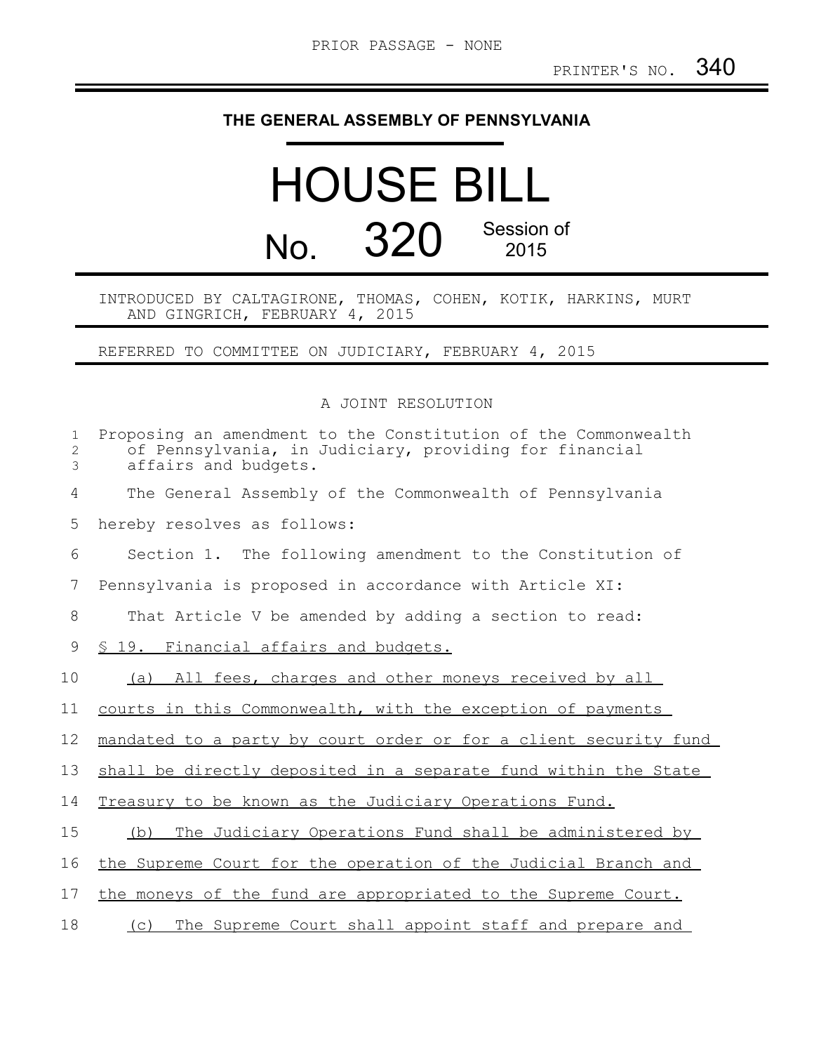PRIOR PASSAGE - NONE

PRINTER'S NO. 340

# THE GENERAL ASSEMBLY OF PENNSYLVANIA

# HOUSE BILL

## No. 320 Session of 2015

INTRODUCED BY CALTAGIRONE, THOMAS, COHEN, KOTIK, HARKINS, MURT AND GINGRICH, FEBRUARY 4, 2015

REFERRED TO COMMITTEE ON JUDICIARY, FEBRUARY 4, 2015

A JOINT RESOLUTION

Proposing an amendment to the Constitution of the Commonwealth of Pennsylvania, in Judiciary, providing for financial affairs and budgets.

The General Assembly of the Commonwealth of Pennsylvania hereby resolves as follows:

Section 1. The following amendment to the Constitution of Pennsylvania is proposed in accordance with Article XI:

That Article V be amended by adding a section to read:

§ 19. Financial affairs and budgets.

(a) All fees, charges and other moneys received by all courts in this Commonwealth, with the exception of payments mandated to a party by court order or for a client security fund shall be directly deposited in a separate fund within the State Treasury to be known as the Judiciary Operations Fund.

(b) The Judiciary Operations Fund shall be administered by the Supreme Court for the operation of the Judicial Branch and the moneys of the fund are appropriated to the Supreme Court.

(c) The Supreme Court shall appoint staff and prepare and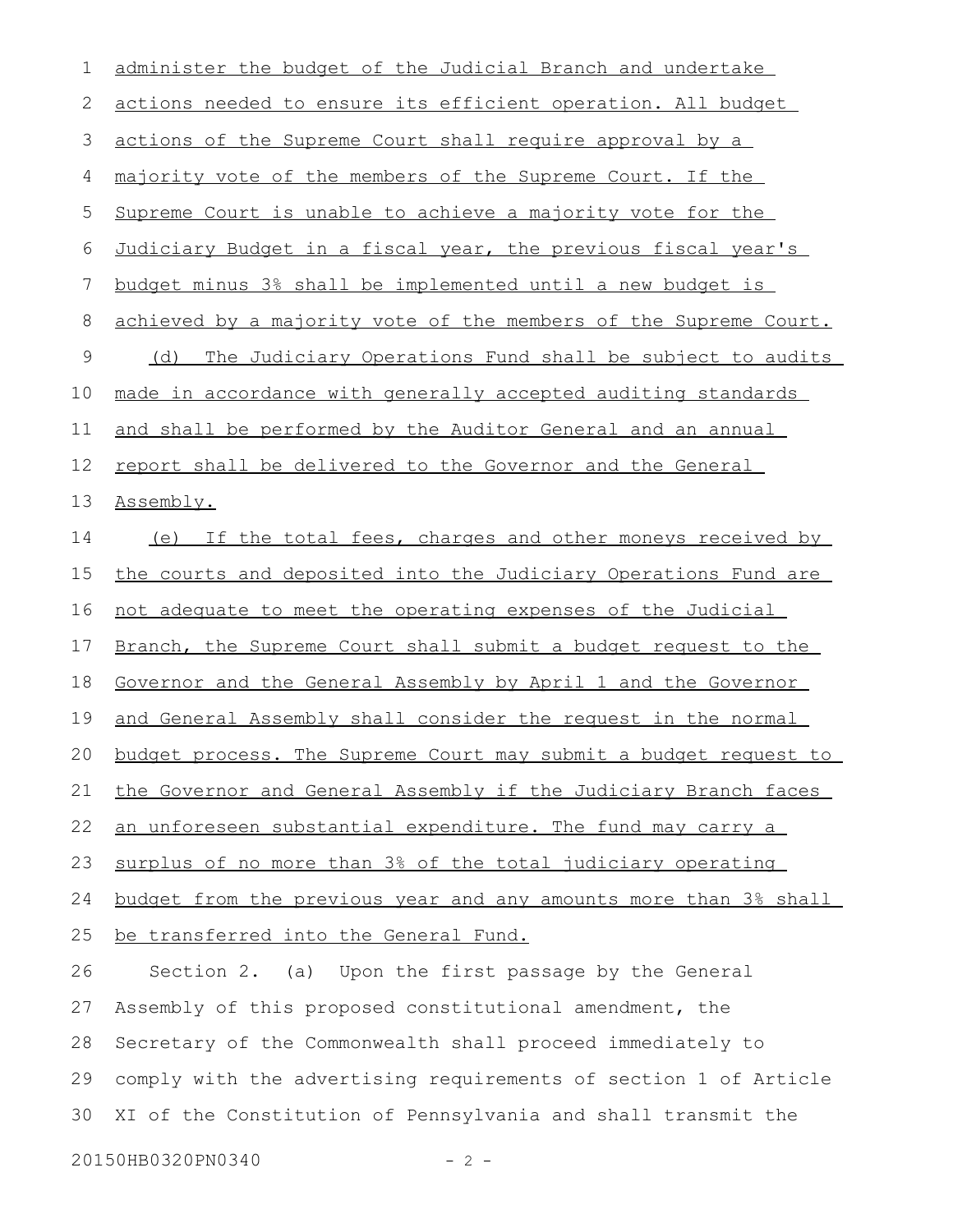administer the budget of the Judicial Branch and undertake actions needed to ensure its efficient operation. All budget actions of the Supreme Court shall require approval by a majority vote of the members of the Supreme Court. If the Supreme Court is unable to achieve a majority vote for the Judiciary Budget in a fiscal year, the previous fiscal year's budget minus 3% shall be implemented until a new budget is achieved by a majority vote of the members of the Supreme Court.

(d) The Judiciary Operations Fund shall be subject to audits made in accordance with generally accepted auditing standards and shall be performed by the Auditor General and an annual report shall be delivered to the Governor and the General Assembly.

(e) If the total fees, charges and other moneys received by the courts and deposited into the Judiciary Operations Fund are not adequate to meet the operating expenses of the Judicial Branch, the Supreme Court shall submit a budget request to the Governor and the General Assembly by April 1 and the Governor and General Assembly shall consider the request in the normal budget process. The Supreme Court may submit a budget request to the Governor and General Assembly if the Judiciary Branch faces an unforeseen substantial expenditure. The fund may carry a surplus of no more than 3% of the total judiciary operating budget from the previous year and any amounts more than 3% shall be transferred into the General Fund.

Section 2. (a) Upon the first passage by the General Assembly of this proposed constitutional amendment, the Secretary of the Commonwealth shall proceed immediately to comply with the advertising requirements of section 1 of Article XI of the Constitution of Pennsylvania and shall transmit the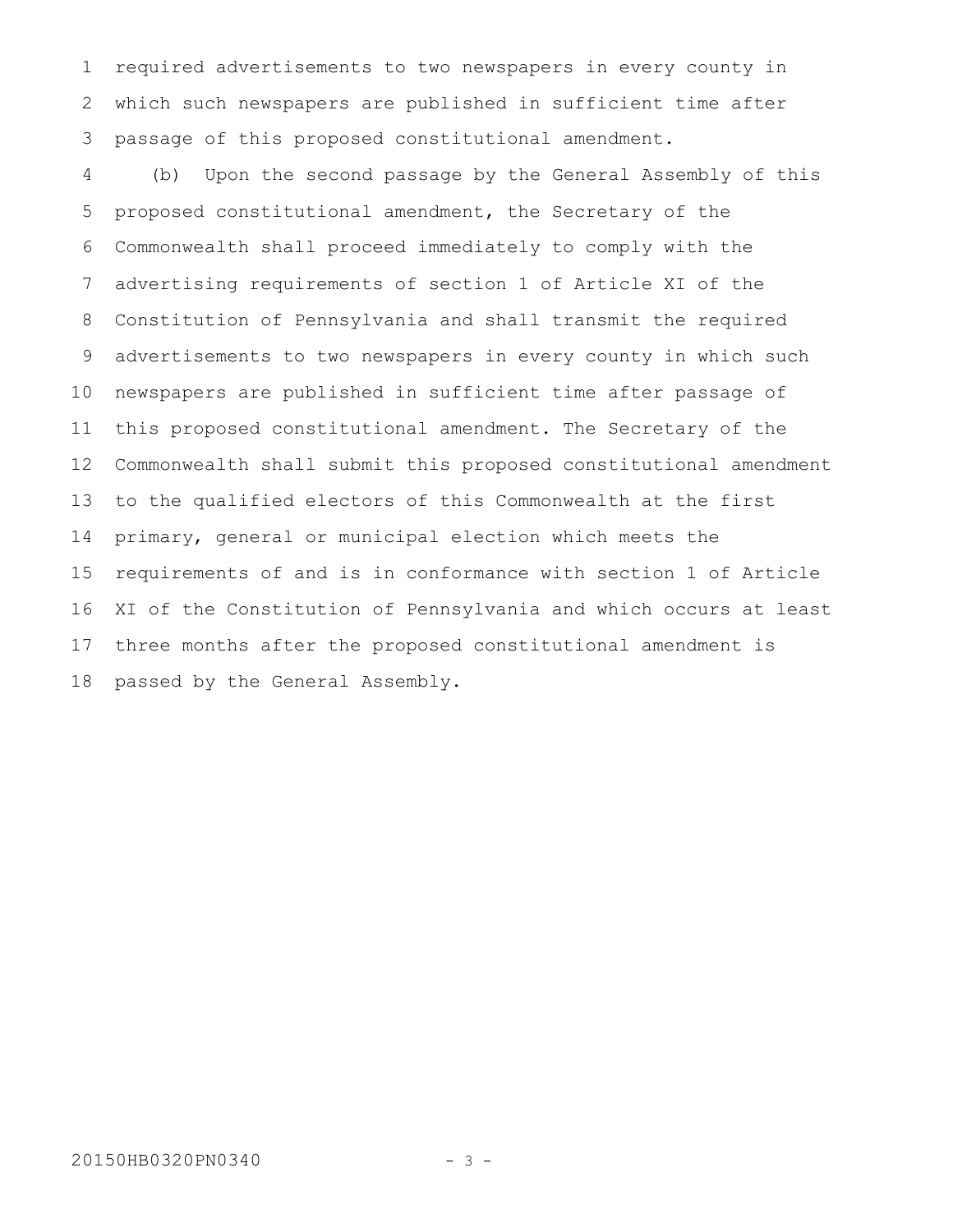required advertisements to two newspapers in every county in which such newspapers are published in sufficient time after passage of this proposed constitutional amendment.

(b) Upon the second passage by the General Assembly of this proposed constitutional amendment, the Secretary of the Commonwealth shall proceed immediately to comply with the advertising requirements of section 1 of Article XI of the Constitution of Pennsylvania and shall transmit the required advertisements to two newspapers in every county in which such newspapers are published in sufficient time after passage of this proposed constitutional amendment. The Secretary of the Commonwealth shall submit this proposed constitutional amendment to the qualified electors of this Commonwealth at the first primary, general or municipal election which meets the requirements of and is in conformance with section 1 of Article XI of the Constitution of Pennsylvania and which occurs at least three months after the proposed constitutional amendment is passed by the General Assembly.